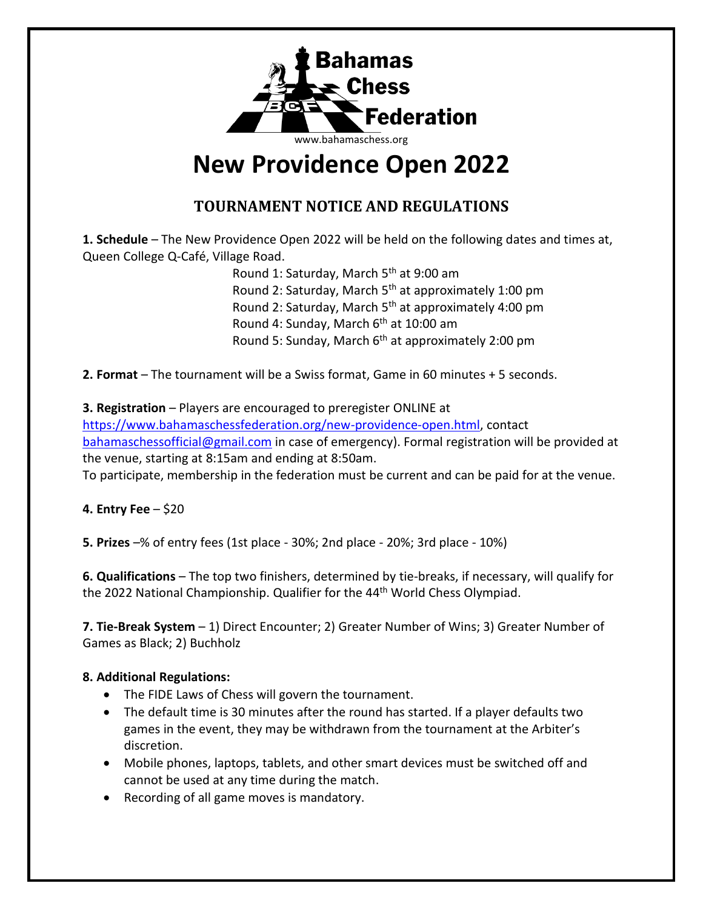Bahamas Chess Federation

www.bahamaschess.org

# New Providence Open 2022

## TOURNAMENT NOTICE AND REGULATIONS

**1. Schedule** – The New Providence Open 2022 will be held on the following dates and times at, Queen College Q-Café, Village Road.

Round 1: Saturday, March 5th at 9:00 am
Round 2: Saturday, March 5th at approximately 1:00 pm
Round 2: Saturday, March 5th at approximately 4:00 pm
Round 4: Sunday, March 6th at 10:00 am
Round 5: Sunday, March 6th at approximately 2:00 pm

**2. Format** – The tournament will be a Swiss format, Game in 60 minutes + 5 seconds.

**3. Registration** – Players are encouraged to preregister ONLINE at https://www.bahamaschessfederation.org/new-providence-open.html, contact bahamaschessofficial@gmail.com in case of emergency). Formal registration will be provided at the venue, starting at 8:15am and ending at 8:50am.
To participate, membership in the federation must be current and can be paid for at the venue.

**4. Entry Fee** – $20

**5. Prizes** –% of entry fees (1st place - 30%; 2nd place - 20%; 3rd place - 10%)

**6. Qualifications** – The top two finishers, determined by tie-breaks, if necessary, will qualify for the 2022 National Championship. Qualifier for the 44th World Chess Olympiad.

**7. Tie-Break System** – 1) Direct Encounter; 2) Greater Number of Wins; 3) Greater Number of Games as Black; 2) Buchholz

**8. Additional Regulations:**

- The FIDE Laws of Chess will govern the tournament.
- The default time is 30 minutes after the round has started. If a player defaults two games in the event, they may be withdrawn from the tournament at the Arbiter's discretion.
- Mobile phones, laptops, tablets, and other smart devices must be switched off and cannot be used at any time during the match.
- Recording of all game moves is mandatory.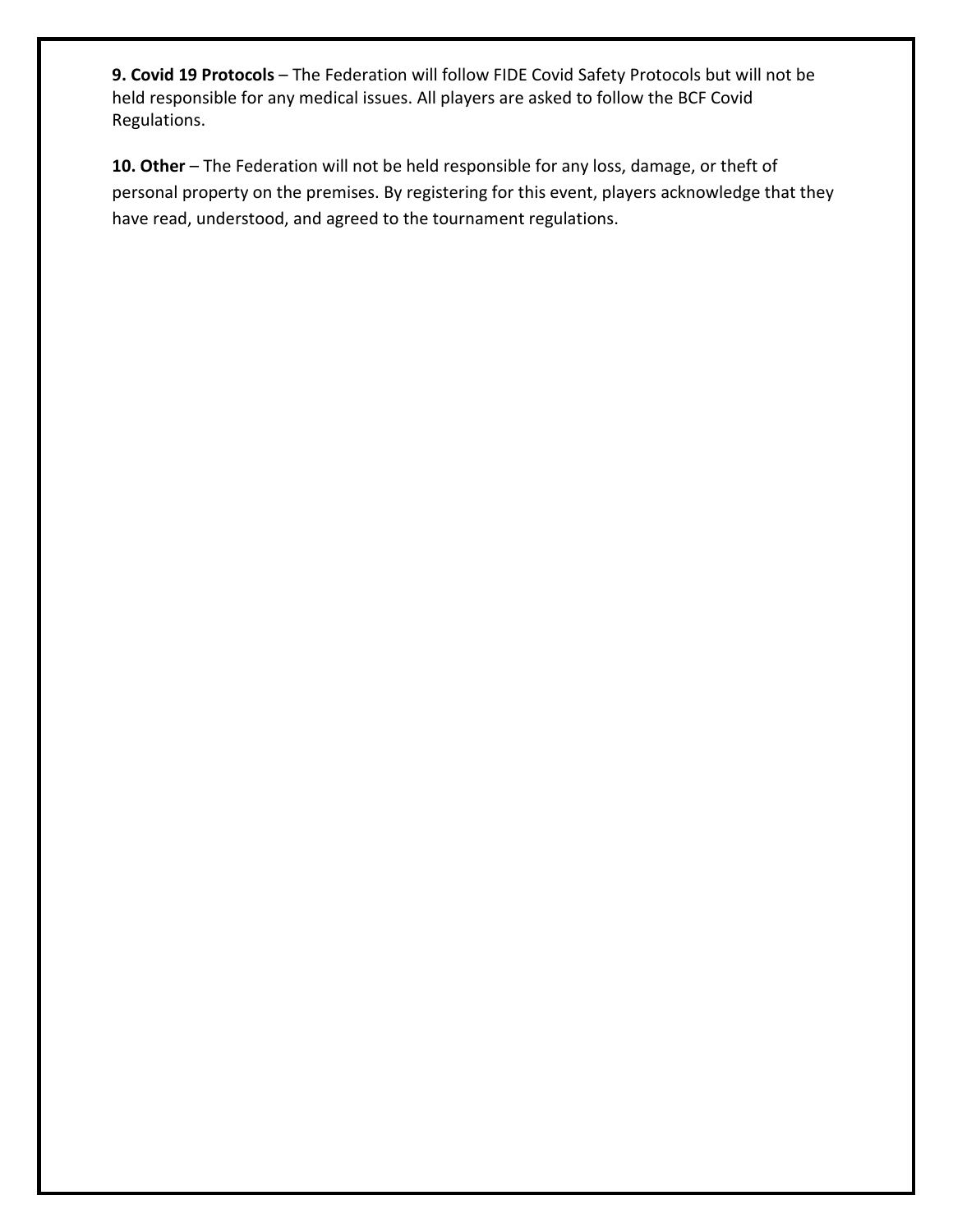**9. Covid 19 Protocols** – The Federation will follow FIDE Covid Safety Protocols but will not be held responsible for any medical issues. All players are asked to follow the BCF Covid Regulations.

**10. Other** – The Federation will not be held responsible for any loss, damage, or theft of personal property on the premises. By registering for this event, players acknowledge that they have read, understood, and agreed to the tournament regulations.